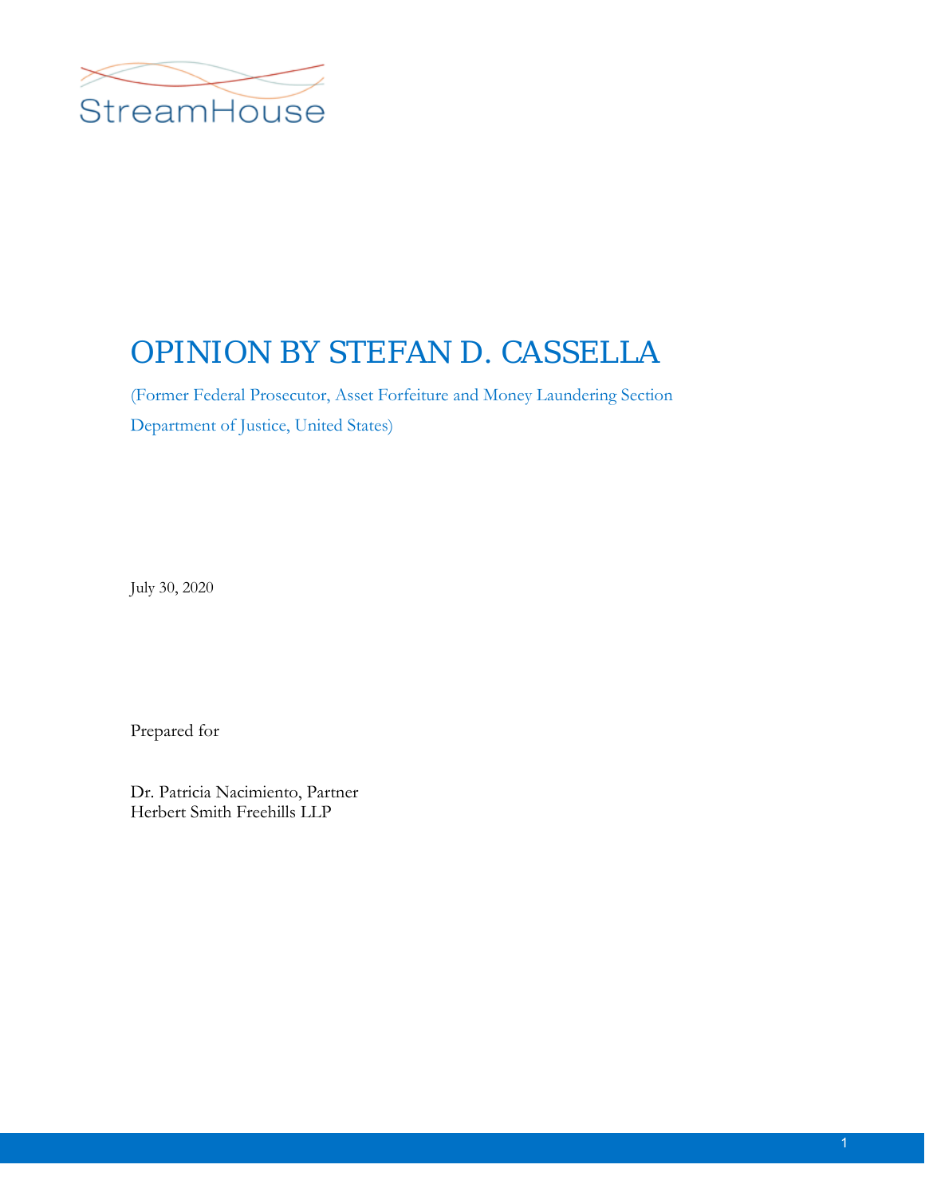StreamHouse

# OPINION BY STEFAN D. CASSELLA

(Former Federal Prosecutor, Asset Forfeiture and Money Laundering Section Department of Justice, United States)

July 30, 2020

Prepared for

Dr. Patricia Nacimiento, Partner
Herbert Smith Freehills LLP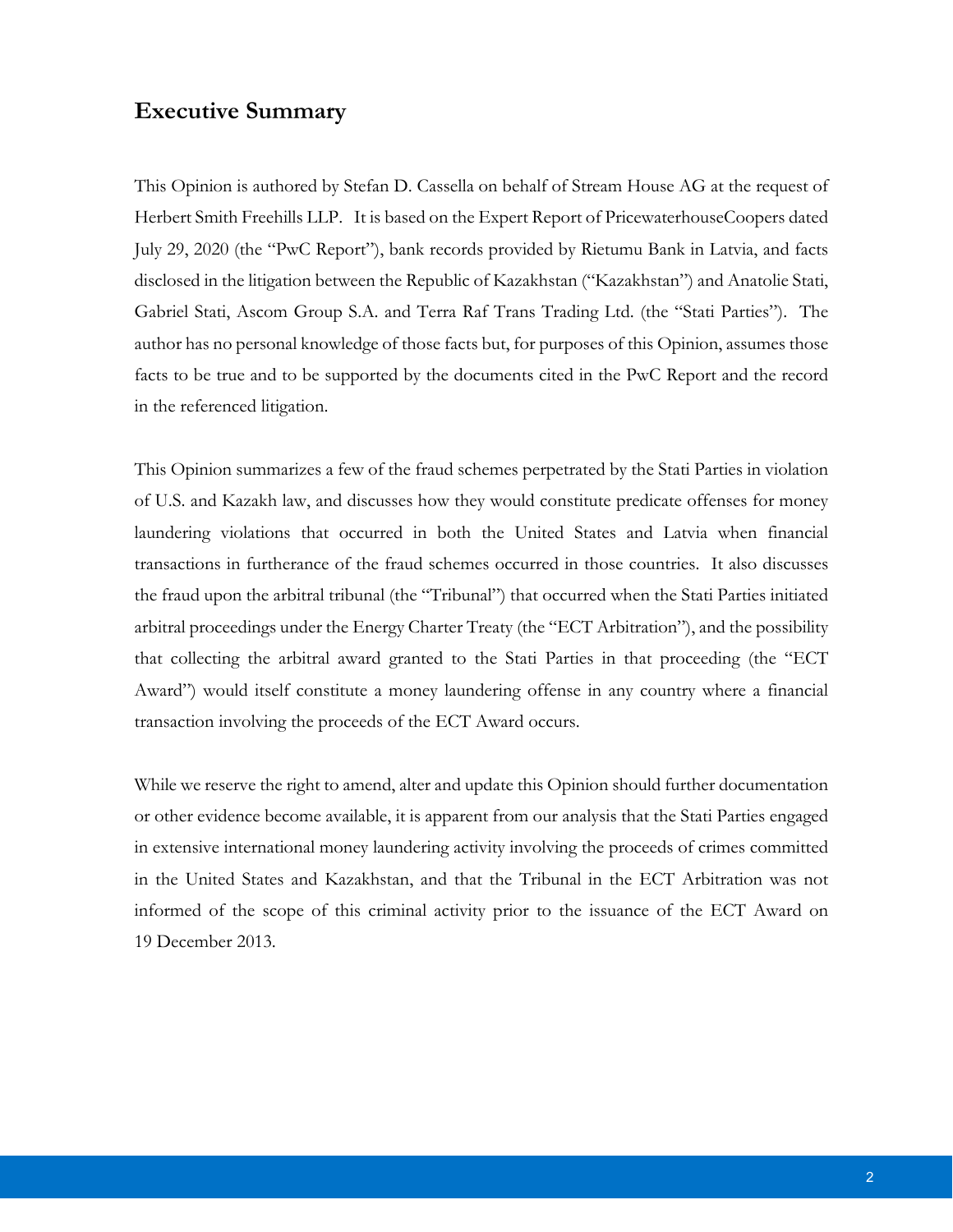## Executive Summary

This Opinion is authored by Stefan D. Cassella on behalf of Stream House AG at the request of Herbert Smith Freehills LLP. It is based on the Expert Report of PricewaterhouseCoopers dated July 29, 2020 (the "PwC Report"), bank records provided by Rietumu Bank in Latvia, and facts disclosed in the litigation between the Republic of Kazakhstan ("Kazakhstan") and Anatolie Stati, Gabriel Stati, Ascom Group S.A. and Terra Raf Trans Trading Ltd. (the "Stati Parties"). The author has no personal knowledge of those facts but, for purposes of this Opinion, assumes those facts to be true and to be supported by the documents cited in the PwC Report and the record in the referenced litigation.

This Opinion summarizes a few of the fraud schemes perpetrated by the Stati Parties in violation of U.S. and Kazakh law, and discusses how they would constitute predicate offenses for money laundering violations that occurred in both the United States and Latvia when financial transactions in furtherance of the fraud schemes occurred in those countries. It also discusses the fraud upon the arbitral tribunal (the "Tribunal") that occurred when the Stati Parties initiated arbitral proceedings under the Energy Charter Treaty (the "ECT Arbitration"), and the possibility that collecting the arbitral award granted to the Stati Parties in that proceeding (the "ECT Award") would itself constitute a money laundering offense in any country where a financial transaction involving the proceeds of the ECT Award occurs.

While we reserve the right to amend, alter and update this Opinion should further documentation or other evidence become available, it is apparent from our analysis that the Stati Parties engaged in extensive international money laundering activity involving the proceeds of crimes committed in the United States and Kazakhstan, and that the Tribunal in the ECT Arbitration was not informed of the scope of this criminal activity prior to the issuance of the ECT Award on 19 December 2013.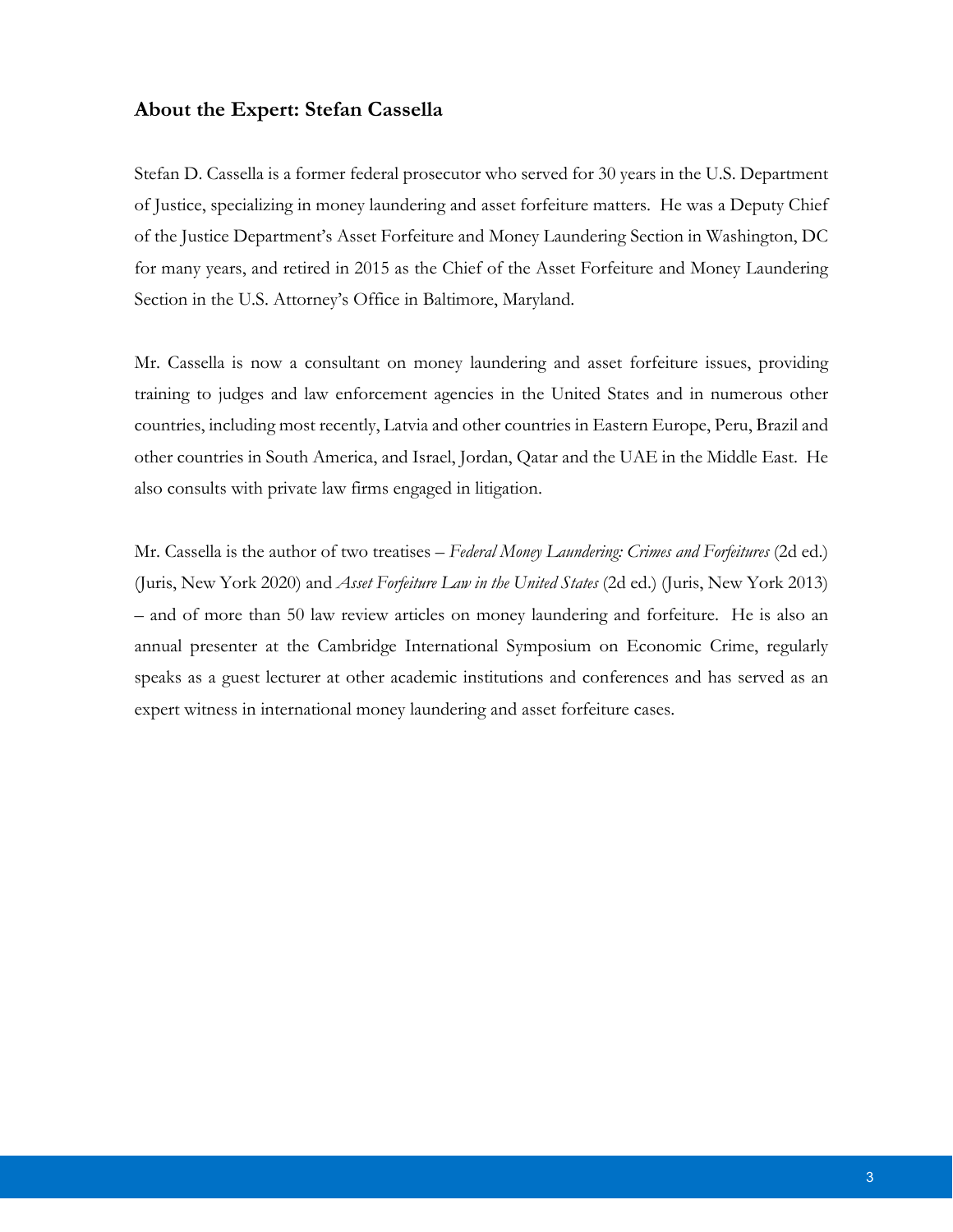## About the Expert: Stefan Cassella

Stefan D. Cassella is a former federal prosecutor who served for 30 years in the U.S. Department of Justice, specializing in money laundering and asset forfeiture matters. He was a Deputy Chief of the Justice Department's Asset Forfeiture and Money Laundering Section in Washington, DC for many years, and retired in 2015 as the Chief of the Asset Forfeiture and Money Laundering Section in the U.S. Attorney's Office in Baltimore, Maryland.

Mr. Cassella is now a consultant on money laundering and asset forfeiture issues, providing training to judges and law enforcement agencies in the United States and in numerous other countries, including most recently, Latvia and other countries in Eastern Europe, Peru, Brazil and other countries in South America, and Israel, Jordan, Qatar and the UAE in the Middle East. He also consults with private law firms engaged in litigation.

Mr. Cassella is the author of two treatises – *Federal Money Laundering: Crimes and Forfeitures* (2d ed.) (Juris, New York 2020) and *Asset Forfeiture Law in the United States* (2d ed.) (Juris, New York 2013) – and of more than 50 law review articles on money laundering and forfeiture. He is also an annual presenter at the Cambridge International Symposium on Economic Crime, regularly speaks as a guest lecturer at other academic institutions and conferences and has served as an expert witness in international money laundering and asset forfeiture cases.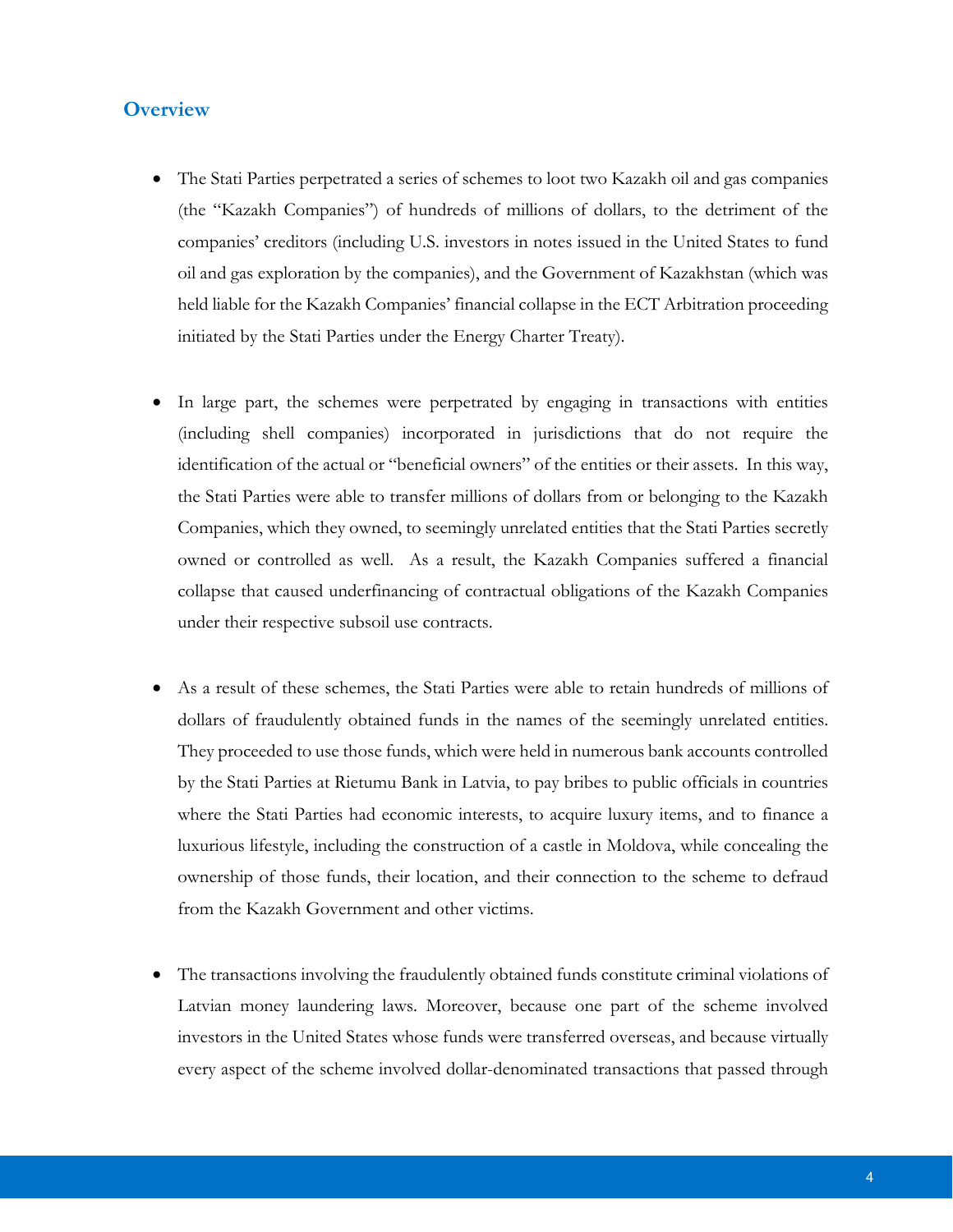## Overview

- The Stati Parties perpetrated a series of schemes to loot two Kazakh oil and gas companies (the "Kazakh Companies") of hundreds of millions of dollars, to the detriment of the companies' creditors (including U.S. investors in notes issued in the United States to fund oil and gas exploration by the companies), and the Government of Kazakhstan (which was held liable for the Kazakh Companies' financial collapse in the ECT Arbitration proceeding initiated by the Stati Parties under the Energy Charter Treaty).

- In large part, the schemes were perpetrated by engaging in transactions with entities (including shell companies) incorporated in jurisdictions that do not require the identification of the actual or "beneficial owners" of the entities or their assets. In this way, the Stati Parties were able to transfer millions of dollars from or belonging to the Kazakh Companies, which they owned, to seemingly unrelated entities that the Stati Parties secretly owned or controlled as well. As a result, the Kazakh Companies suffered a financial collapse that caused underfinancing of contractual obligations of the Kazakh Companies under their respective subsoil use contracts.

- As a result of these schemes, the Stati Parties were able to retain hundreds of millions of dollars of fraudulently obtained funds in the names of the seemingly unrelated entities. They proceeded to use those funds, which were held in numerous bank accounts controlled by the Stati Parties at Rietumu Bank in Latvia, to pay bribes to public officials in countries where the Stati Parties had economic interests, to acquire luxury items, and to finance a luxurious lifestyle, including the construction of a castle in Moldova, while concealing the ownership of those funds, their location, and their connection to the scheme to defraud from the Kazakh Government and other victims.

- The transactions involving the fraudulently obtained funds constitute criminal violations of Latvian money laundering laws. Moreover, because one part of the scheme involved investors in the United States whose funds were transferred overseas, and because virtually every aspect of the scheme involved dollar-denominated transactions that passed through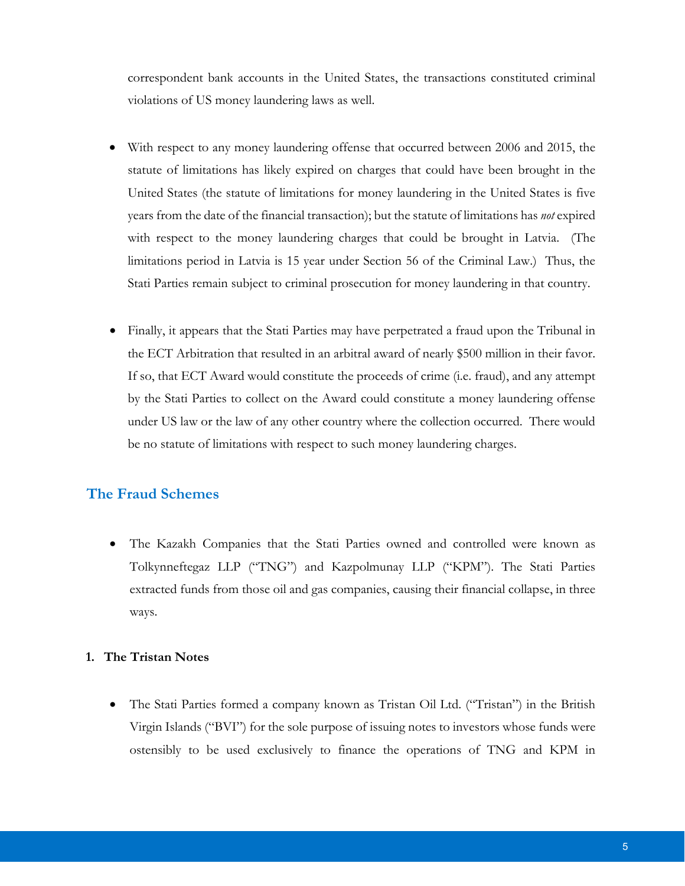correspondent bank accounts in the United States, the transactions constituted criminal violations of US money laundering laws as well.

- With respect to any money laundering offense that occurred between 2006 and 2015, the statute of limitations has likely expired on charges that could have been brought in the United States (the statute of limitations for money laundering in the United States is five years from the date of the financial transaction); but the statute of limitations has *not* expired with respect to the money laundering charges that could be brought in Latvia. (The limitations period in Latvia is 15 year under Section 56 of the Criminal Law.) Thus, the Stati Parties remain subject to criminal prosecution for money laundering in that country.

- Finally, it appears that the Stati Parties may have perpetrated a fraud upon the Tribunal in the ECT Arbitration that resulted in an arbitral award of nearly $500 million in their favor. If so, that ECT Award would constitute the proceeds of crime (i.e. fraud), and any attempt by the Stati Parties to collect on the Award could constitute a money laundering offense under US law or the law of any other country where the collection occurred. There would be no statute of limitations with respect to such money laundering charges.

## The Fraud Schemes

- The Kazakh Companies that the Stati Parties owned and controlled were known as Tolkynneftegaz LLP ("TNG") and Kazpolmunay LLP ("KPM"). The Stati Parties extracted funds from those oil and gas companies, causing their financial collapse, in three ways.

### 1. The Tristan Notes

- The Stati Parties formed a company known as Tristan Oil Ltd. ("Tristan") in the British Virgin Islands ("BVI") for the sole purpose of issuing notes to investors whose funds were ostensibly to be used exclusively to finance the operations of TNG and KPM in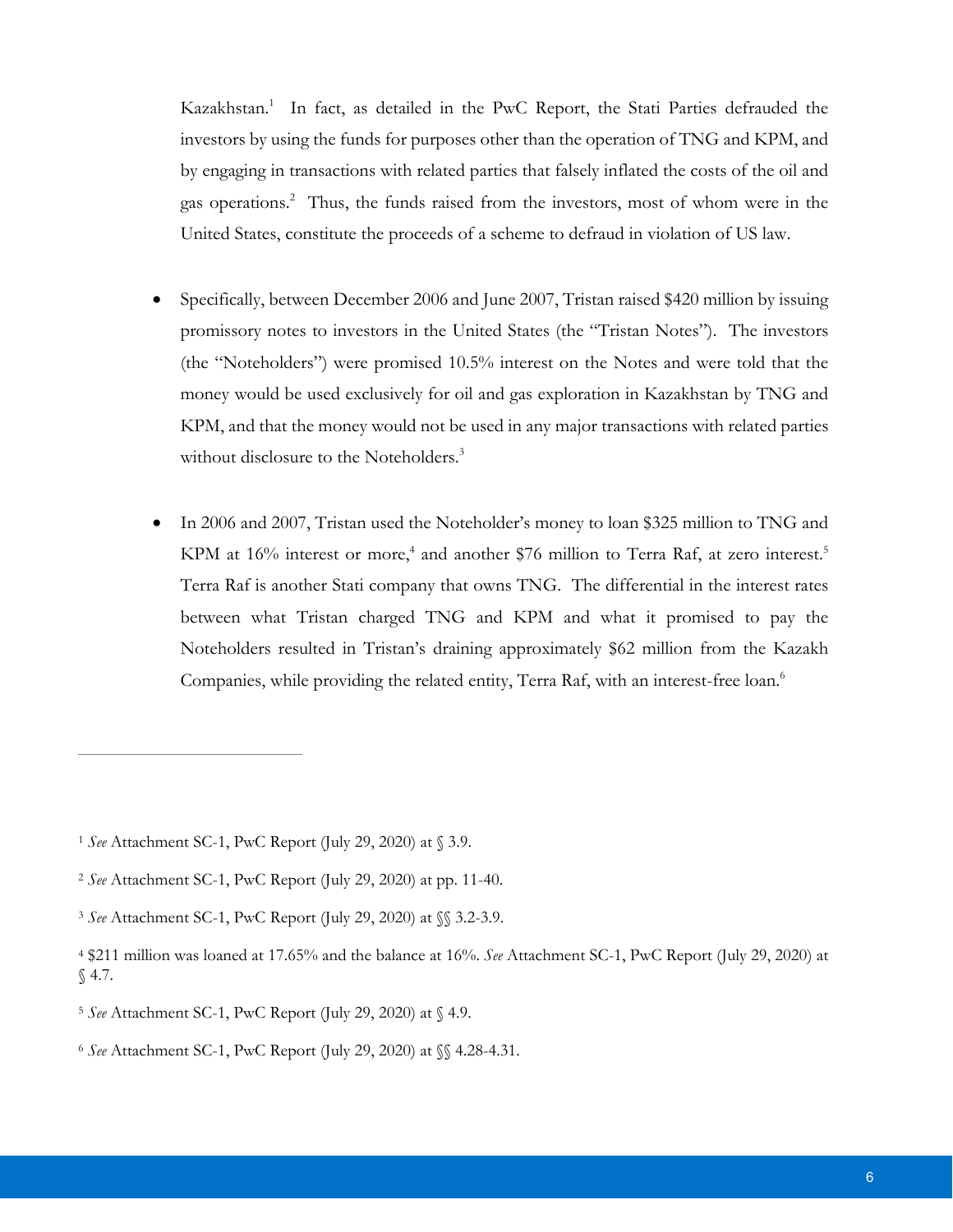Kazakhstan.[1] In fact, as detailed in the PwC Report, the Stati Parties defrauded the investors by using the funds for purposes other than the operation of TNG and KPM, and by engaging in transactions with related parties that falsely inflated the costs of the oil and gas operations.[2] Thus, the funds raised from the investors, most of whom were in the United States, constitute the proceeds of a scheme to defraud in violation of US law.

- Specifically, between December 2006 and June 2007, Tristan raised $420 million by issuing promissory notes to investors in the United States (the "Tristan Notes"). The investors (the "Noteholders") were promised 10.5% interest on the Notes and were told that the money would be used exclusively for oil and gas exploration in Kazakhstan by TNG and KPM, and that the money would not be used in any major transactions with related parties without disclosure to the Noteholders.[3]

- In 2006 and 2007, Tristan used the Noteholder's money to loan $325 million to TNG and KPM at 16% interest or more,[4] and another $76 million to Terra Raf, at zero interest.[5] Terra Raf is another Stati company that owns TNG. The differential in the interest rates between what Tristan charged TNG and KPM and what it promised to pay the Noteholders resulted in Tristan's draining approximately $62 million from the Kazakh Companies, while providing the related entity, Terra Raf, with an interest-free loan.[6]

---

[1] *See* Attachment SC-1, PwC Report (July 29, 2020) at § 3.9.

[2] *See* Attachment SC-1, PwC Report (July 29, 2020) at pp. 11-40.

[3] *See* Attachment SC-1, PwC Report (July 29, 2020) at §§ 3.2-3.9.

[4] $211 million was loaned at 17.65% and the balance at 16%. *See* Attachment SC-1, PwC Report (July 29, 2020) at § 4.7.

[5] *See* Attachment SC-1, PwC Report (July 29, 2020) at § 4.9.

[6] *See* Attachment SC-1, PwC Report (July 29, 2020) at §§ 4.28-4.31.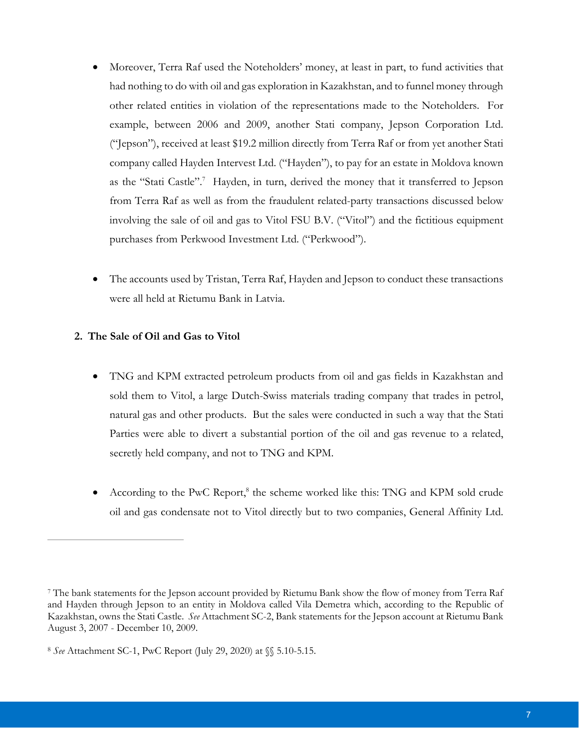- Moreover, Terra Raf used the Noteholders' money, at least in part, to fund activities that had nothing to do with oil and gas exploration in Kazakhstan, and to funnel money through other related entities in violation of the representations made to the Noteholders. For example, between 2006 and 2009, another Stati company, Jepson Corporation Ltd. ("Jepson"), received at least $19.2 million directly from Terra Raf or from yet another Stati company called Hayden Intervest Ltd. ("Hayden"), to pay for an estate in Moldova known as the "Stati Castle".[7] Hayden, in turn, derived the money that it transferred to Jepson from Terra Raf as well as from the fraudulent related-party transactions discussed below involving the sale of oil and gas to Vitol FSU B.V. ("Vitol") and the fictitious equipment purchases from Perkwood Investment Ltd. ("Perkwood").

- The accounts used by Tristan, Terra Raf, Hayden and Jepson to conduct these transactions were all held at Rietumu Bank in Latvia.

### 2. The Sale of Oil and Gas to Vitol

- TNG and KPM extracted petroleum products from oil and gas fields in Kazakhstan and sold them to Vitol, a large Dutch-Swiss materials trading company that trades in petrol, natural gas and other products. But the sales were conducted in such a way that the Stati Parties were able to divert a substantial portion of the oil and gas revenue to a related, secretly held company, and not to TNG and KPM.

- According to the PwC Report,[8] the scheme worked like this: TNG and KPM sold crude oil and gas condensate not to Vitol directly but to two companies, General Affinity Ltd.

---

[7] The bank statements for the Jepson account provided by Rietumu Bank show the flow of money from Terra Raf and Hayden through Jepson to an entity in Moldova called Vila Demetra which, according to the Republic of Kazakhstan, owns the Stati Castle. *See* Attachment SC-2, Bank statements for the Jepson account at Rietumu Bank August 3, 2007 - December 10, 2009.

[8] *See* Attachment SC-1, PwC Report (July 29, 2020) at §§ 5.10-5.15.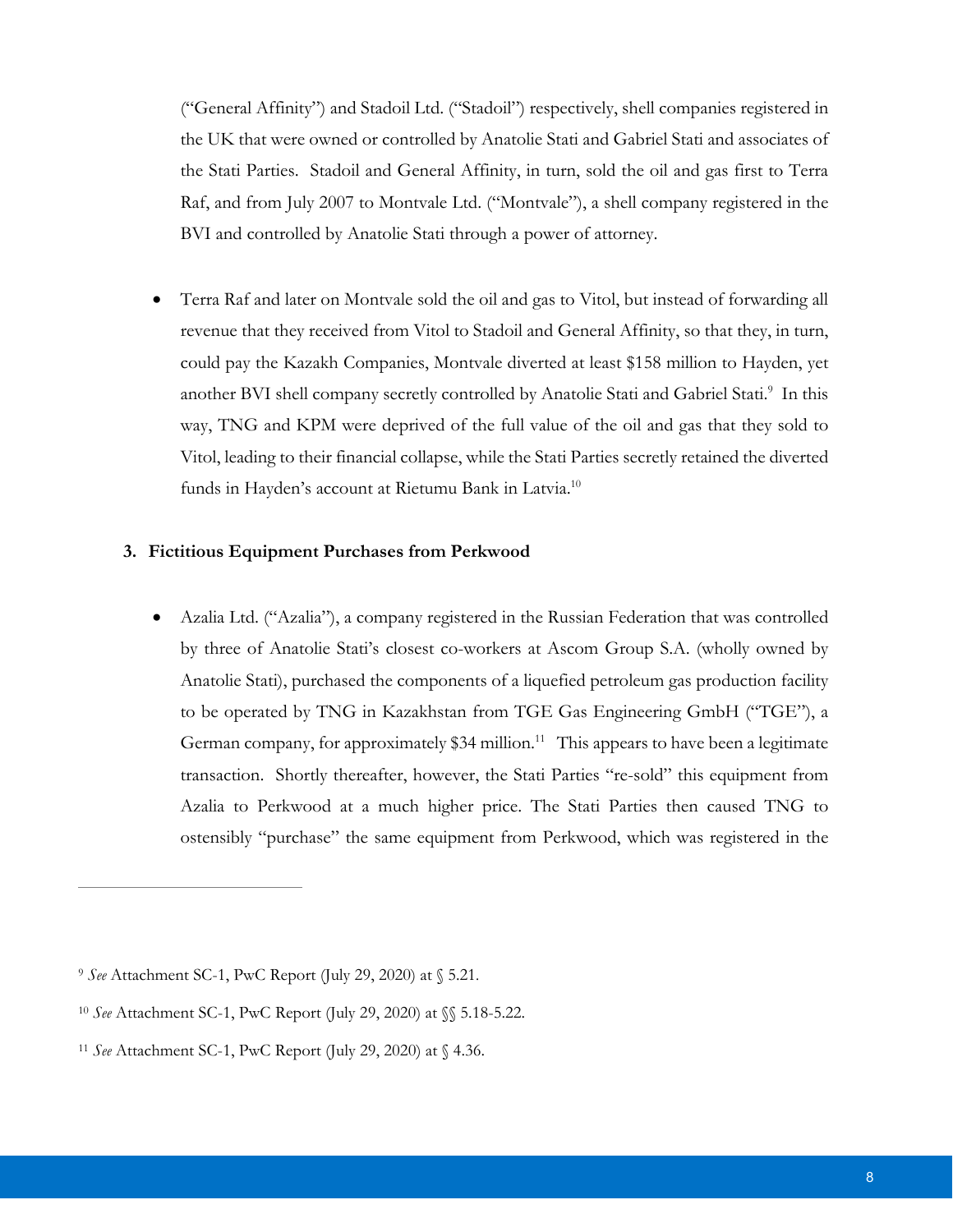("General Affinity") and Stadoil Ltd. ("Stadoil") respectively, shell companies registered in the UK that were owned or controlled by Anatolie Stati and Gabriel Stati and associates of the Stati Parties. Stadoil and General Affinity, in turn, sold the oil and gas first to Terra Raf, and from July 2007 to Montvale Ltd. ("Montvale"), a shell company registered in the BVI and controlled by Anatolie Stati through a power of attorney.

- Terra Raf and later on Montvale sold the oil and gas to Vitol, but instead of forwarding all revenue that they received from Vitol to Stadoil and General Affinity, so that they, in turn, could pay the Kazakh Companies, Montvale diverted at least $158 million to Hayden, yet another BVI shell company secretly controlled by Anatolie Stati and Gabriel Stati.[9] In this way, TNG and KPM were deprived of the full value of the oil and gas that they sold to Vitol, leading to their financial collapse, while the Stati Parties secretly retained the diverted funds in Hayden's account at Rietumu Bank in Latvia.[10]

### 3. Fictitious Equipment Purchases from Perkwood

- Azalia Ltd. ("Azalia"), a company registered in the Russian Federation that was controlled by three of Anatolie Stati's closest co-workers at Ascom Group S.A. (wholly owned by Anatolie Stati), purchased the components of a liquefied petroleum gas production facility to be operated by TNG in Kazakhstan from TGE Gas Engineering GmbH ("TGE"), a German company, for approximately $34 million.[11] This appears to have been a legitimate transaction. Shortly thereafter, however, the Stati Parties "re-sold" this equipment from Azalia to Perkwood at a much higher price. The Stati Parties then caused TNG to ostensibly "purchase" the same equipment from Perkwood, which was registered in the

---

[9] *See* Attachment SC-1, PwC Report (July 29, 2020) at § 5.21.

[10] *See* Attachment SC-1, PwC Report (July 29, 2020) at §§ 5.18-5.22.

[11] *See* Attachment SC-1, PwC Report (July 29, 2020) at § 4.36.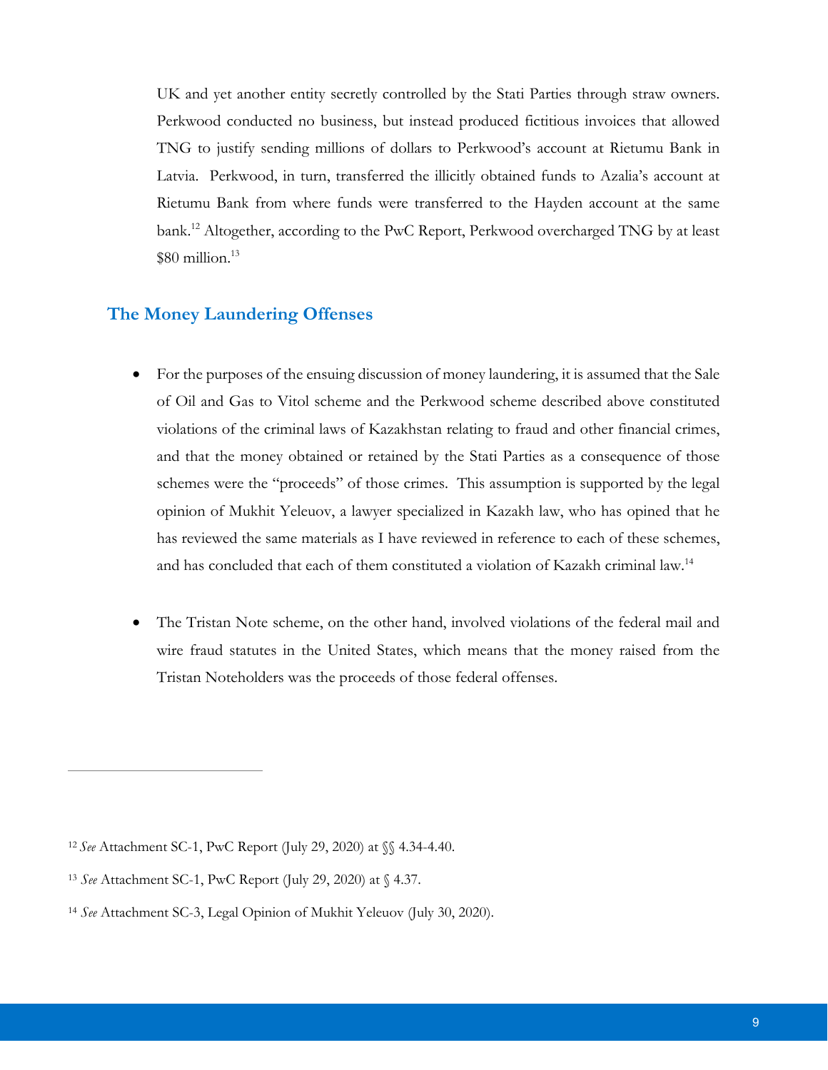UK and yet another entity secretly controlled by the Stati Parties through straw owners. Perkwood conducted no business, but instead produced fictitious invoices that allowed TNG to justify sending millions of dollars to Perkwood's account at Rietumu Bank in Latvia. Perkwood, in turn, transferred the illicitly obtained funds to Azalia's account at Rietumu Bank from where funds were transferred to the Hayden account at the same bank.[12] Altogether, according to the PwC Report, Perkwood overcharged TNG by at least $80 million.[13]

## The Money Laundering Offenses

- For the purposes of the ensuing discussion of money laundering, it is assumed that the Sale of Oil and Gas to Vitol scheme and the Perkwood scheme described above constituted violations of the criminal laws of Kazakhstan relating to fraud and other financial crimes, and that the money obtained or retained by the Stati Parties as a consequence of those schemes were the "proceeds" of those crimes. This assumption is supported by the legal opinion of Mukhit Yeleuov, a lawyer specialized in Kazakh law, who has opined that he has reviewed the same materials as I have reviewed in reference to each of these schemes, and has concluded that each of them constituted a violation of Kazakh criminal law.[14]

- The Tristan Note scheme, on the other hand, involved violations of the federal mail and wire fraud statutes in the United States, which means that the money raised from the Tristan Noteholders was the proceeds of those federal offenses.

---

[12] *See* Attachment SC-1, PwC Report (July 29, 2020) at §§ 4.34-4.40.

[13] *See* Attachment SC-1, PwC Report (July 29, 2020) at § 4.37.

[14] *See* Attachment SC-3, Legal Opinion of Mukhit Yeleuov (July 30, 2020).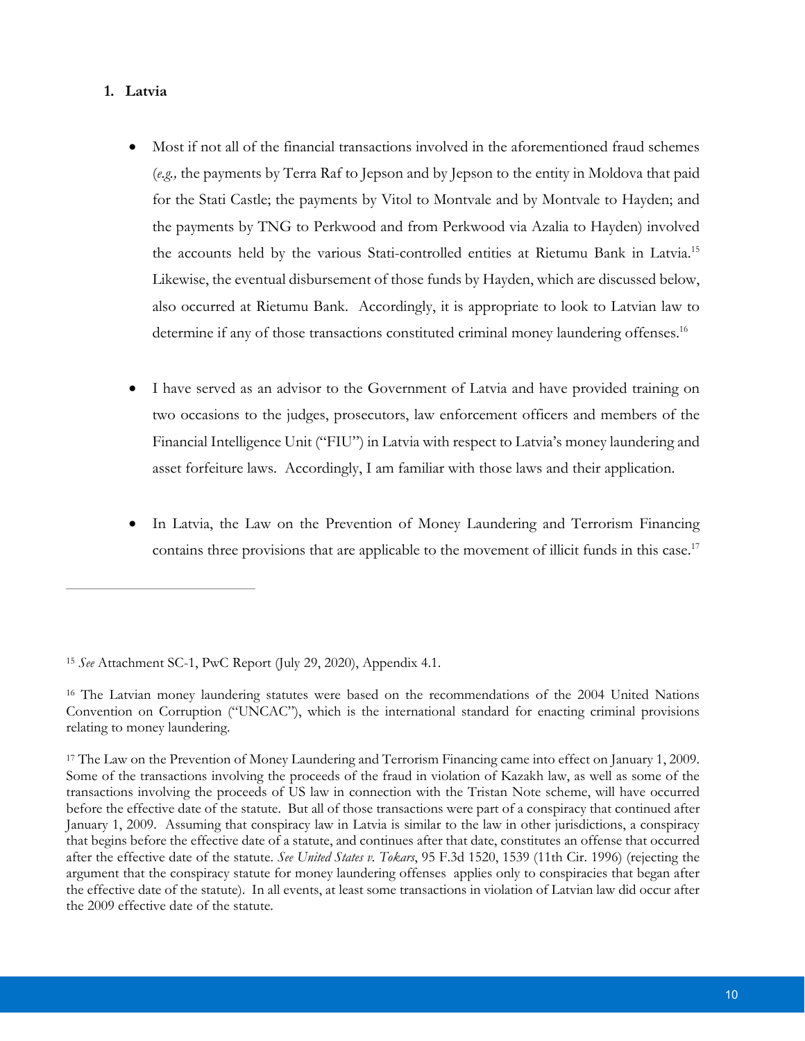### 1. Latvia

- Most if not all of the financial transactions involved in the aforementioned fraud schemes (*e.g.,* the payments by Terra Raf to Jepson and by Jepson to the entity in Moldova that paid for the Stati Castle; the payments by Vitol to Montvale and by Montvale to Hayden; and the payments by TNG to Perkwood and from Perkwood via Azalia to Hayden) involved the accounts held by the various Stati-controlled entities at Rietumu Bank in Latvia.[15] Likewise, the eventual disbursement of those funds by Hayden, which are discussed below, also occurred at Rietumu Bank. Accordingly, it is appropriate to look to Latvian law to determine if any of those transactions constituted criminal money laundering offenses.[16]

- I have served as an advisor to the Government of Latvia and have provided training on two occasions to the judges, prosecutors, law enforcement officers and members of the Financial Intelligence Unit ("FIU") in Latvia with respect to Latvia's money laundering and asset forfeiture laws. Accordingly, I am familiar with those laws and their application.

- In Latvia, the Law on the Prevention of Money Laundering and Terrorism Financing contains three provisions that are applicable to the movement of illicit funds in this case.[17]

---

[15] *See* Attachment SC-1, PwC Report (July 29, 2020), Appendix 4.1.

[16] The Latvian money laundering statutes were based on the recommendations of the 2004 United Nations Convention on Corruption ("UNCAC"), which is the international standard for enacting criminal provisions relating to money laundering.

[17] The Law on the Prevention of Money Laundering and Terrorism Financing came into effect on January 1, 2009. Some of the transactions involving the proceeds of the fraud in violation of Kazakh law, as well as some of the transactions involving the proceeds of US law in connection with the Tristan Note scheme, will have occurred before the effective date of the statute. But all of those transactions were part of a conspiracy that continued after January 1, 2009. Assuming that conspiracy law in Latvia is similar to the law in other jurisdictions, a conspiracy that begins before the effective date of a statute, and continues after that date, constitutes an offense that occurred after the effective date of the statute. *See United States v. Tokars*, 95 F.3d 1520, 1539 (11th Cir. 1996) (rejecting the argument that the conspiracy statute for money laundering offenses applies only to conspiracies that began after the effective date of the statute). In all events, at least some transactions in violation of Latvian law did occur after the 2009 effective date of the statute.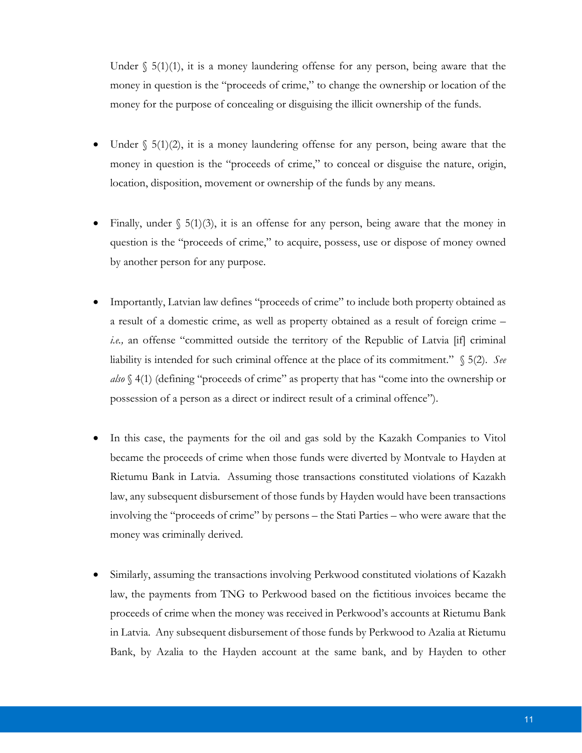Under § 5(1)(1), it is a money laundering offense for any person, being aware that the money in question is the "proceeds of crime," to change the ownership or location of the money for the purpose of concealing or disguising the illicit ownership of the funds.

- Under § 5(1)(2), it is a money laundering offense for any person, being aware that the money in question is the "proceeds of crime," to conceal or disguise the nature, origin, location, disposition, movement or ownership of the funds by any means.

- Finally, under § 5(1)(3), it is an offense for any person, being aware that the money in question is the "proceeds of crime," to acquire, possess, use or dispose of money owned by another person for any purpose.

- Importantly, Latvian law defines "proceeds of crime" to include both property obtained as a result of a domestic crime, as well as property obtained as a result of foreign crime – *i.e.,* an offense "committed outside the territory of the Republic of Latvia [if] criminal liability is intended for such criminal offence at the place of its commitment." § 5(2). *See also* § 4(1) (defining "proceeds of crime" as property that has "come into the ownership or possession of a person as a direct or indirect result of a criminal offence").

- In this case, the payments for the oil and gas sold by the Kazakh Companies to Vitol became the proceeds of crime when those funds were diverted by Montvale to Hayden at Rietumu Bank in Latvia. Assuming those transactions constituted violations of Kazakh law, any subsequent disbursement of those funds by Hayden would have been transactions involving the "proceeds of crime" by persons – the Stati Parties – who were aware that the money was criminally derived.

- Similarly, assuming the transactions involving Perkwood constituted violations of Kazakh law, the payments from TNG to Perkwood based on the fictitious invoices became the proceeds of crime when the money was received in Perkwood's accounts at Rietumu Bank in Latvia. Any subsequent disbursement of those funds by Perkwood to Azalia at Rietumu Bank, by Azalia to the Hayden account at the same bank, and by Hayden to other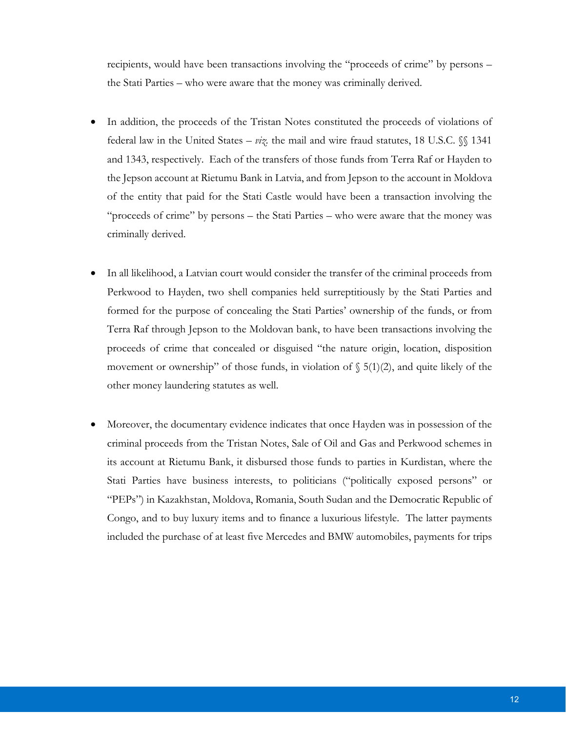recipients, would have been transactions involving the "proceeds of crime" by persons – the Stati Parties – who were aware that the money was criminally derived.

- In addition, the proceeds of the Tristan Notes constituted the proceeds of violations of federal law in the United States – *viz.* the mail and wire fraud statutes, 18 U.S.C. §§ 1341 and 1343, respectively. Each of the transfers of those funds from Terra Raf or Hayden to the Jepson account at Rietumu Bank in Latvia, and from Jepson to the account in Moldova of the entity that paid for the Stati Castle would have been a transaction involving the "proceeds of crime" by persons – the Stati Parties – who were aware that the money was criminally derived.

- In all likelihood, a Latvian court would consider the transfer of the criminal proceeds from Perkwood to Hayden, two shell companies held surreptitiously by the Stati Parties and formed for the purpose of concealing the Stati Parties' ownership of the funds, or from Terra Raf through Jepson to the Moldovan bank, to have been transactions involving the proceeds of crime that concealed or disguised "the nature origin, location, disposition movement or ownership" of those funds, in violation of § 5(1)(2), and quite likely of the other money laundering statutes as well.

- Moreover, the documentary evidence indicates that once Hayden was in possession of the criminal proceeds from the Tristan Notes, Sale of Oil and Gas and Perkwood schemes in its account at Rietumu Bank, it disbursed those funds to parties in Kurdistan, where the Stati Parties have business interests, to politicians ("politically exposed persons" or "PEPs") in Kazakhstan, Moldova, Romania, South Sudan and the Democratic Republic of Congo, and to buy luxury items and to finance a luxurious lifestyle. The latter payments included the purchase of at least five Mercedes and BMW automobiles, payments for trips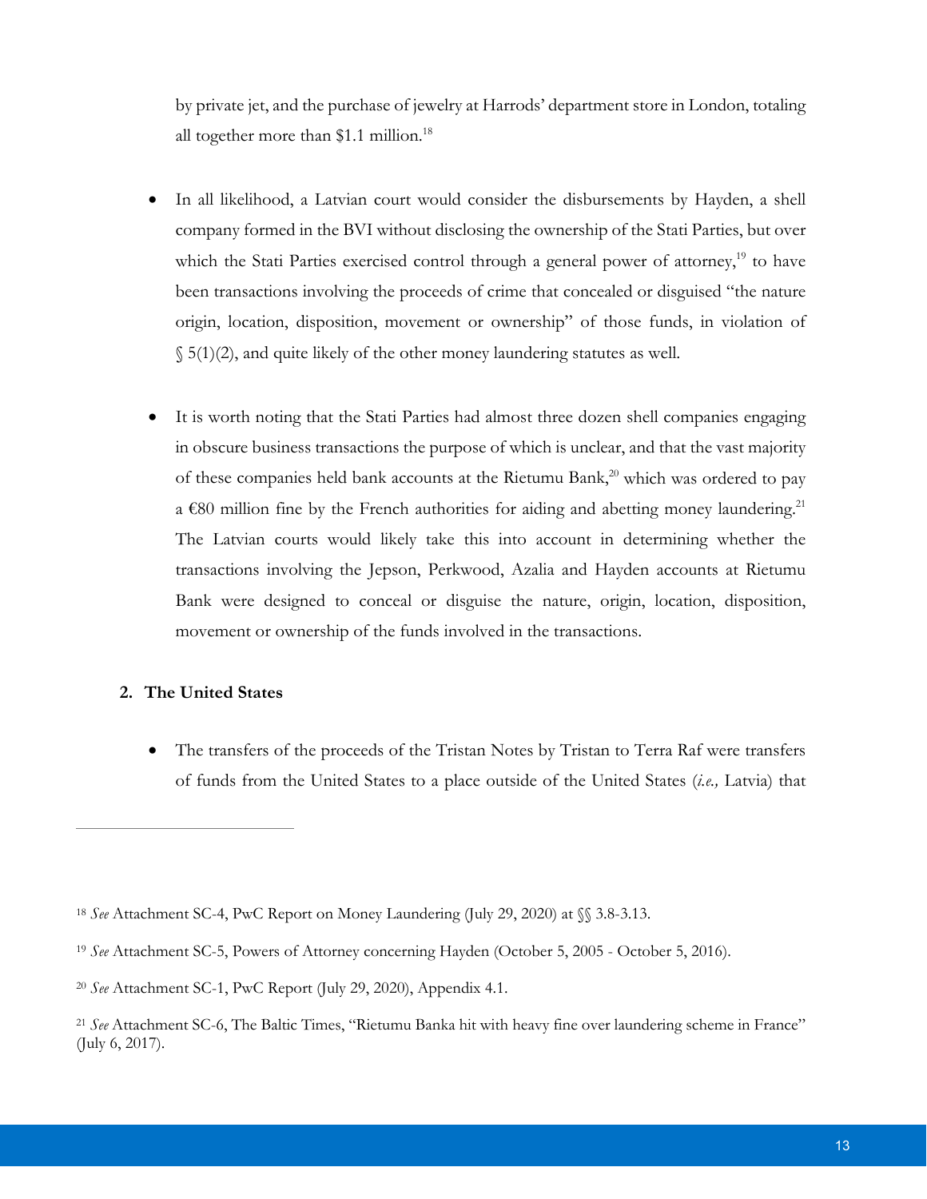by private jet, and the purchase of jewelry at Harrods' department store in London, totaling all together more than $1.1 million.[18]

- In all likelihood, a Latvian court would consider the disbursements by Hayden, a shell company formed in the BVI without disclosing the ownership of the Stati Parties, but over which the Stati Parties exercised control through a general power of attorney,[19] to have been transactions involving the proceeds of crime that concealed or disguised "the nature origin, location, disposition, movement or ownership" of those funds, in violation of § 5(1)(2), and quite likely of the other money laundering statutes as well.

- It is worth noting that the Stati Parties had almost three dozen shell companies engaging in obscure business transactions the purpose of which is unclear, and that the vast majority of these companies held bank accounts at the Rietumu Bank,[20] which was ordered to pay a €80 million fine by the French authorities for aiding and abetting money laundering.[21] The Latvian courts would likely take this into account in determining whether the transactions involving the Jepson, Perkwood, Azalia and Hayden accounts at Rietumu Bank were designed to conceal or disguise the nature, origin, location, disposition, movement or ownership of the funds involved in the transactions.

**2. The United States**

- The transfers of the proceeds of the Tristan Notes by Tristan to Terra Raf were transfers of funds from the United States to a place outside of the United States (*i.e.,* Latvia) that

---

[18] *See* Attachment SC-4, PwC Report on Money Laundering (July 29, 2020) at §§ 3.8-3.13.

[19] *See* Attachment SC-5, Powers of Attorney concerning Hayden (October 5, 2005 - October 5, 2016).

[20] *See* Attachment SC-1, PwC Report (July 29, 2020), Appendix 4.1.

[21] *See* Attachment SC-6, The Baltic Times, "Rietumu Banka hit with heavy fine over laundering scheme in France" (July 6, 2017).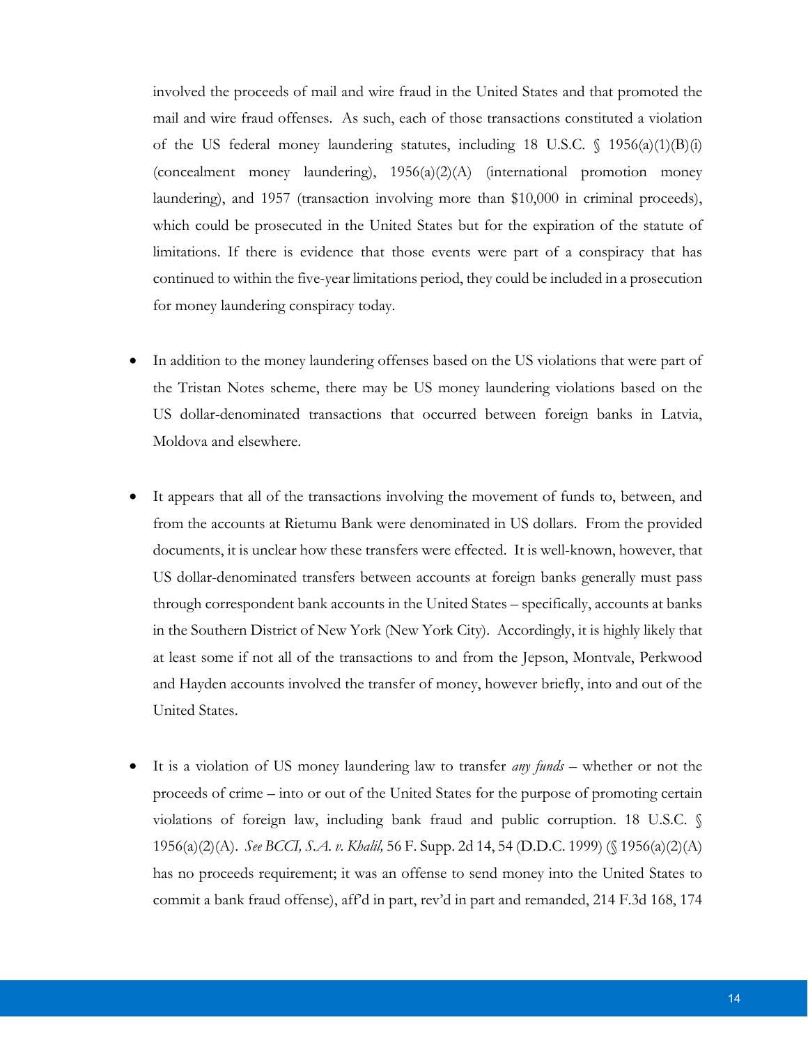involved the proceeds of mail and wire fraud in the United States and that promoted the mail and wire fraud offenses. As such, each of those transactions constituted a violation of the US federal money laundering statutes, including 18 U.S.C. § 1956(a)(1)(B)(i) (concealment money laundering), 1956(a)(2)(A) (international promotion money laundering), and 1957 (transaction involving more than $10,000 in criminal proceeds), which could be prosecuted in the United States but for the expiration of the statute of limitations. If there is evidence that those events were part of a conspiracy that has continued to within the five-year limitations period, they could be included in a prosecution for money laundering conspiracy today.

- In addition to the money laundering offenses based on the US violations that were part of the Tristan Notes scheme, there may be US money laundering violations based on the US dollar-denominated transactions that occurred between foreign banks in Latvia, Moldova and elsewhere.

- It appears that all of the transactions involving the movement of funds to, between, and from the accounts at Rietumu Bank were denominated in US dollars. From the provided documents, it is unclear how these transfers were effected. It is well-known, however, that US dollar-denominated transfers between accounts at foreign banks generally must pass through correspondent bank accounts in the United States – specifically, accounts at banks in the Southern District of New York (New York City). Accordingly, it is highly likely that at least some if not all of the transactions to and from the Jepson, Montvale, Perkwood and Hayden accounts involved the transfer of money, however briefly, into and out of the United States.

- It is a violation of US money laundering law to transfer *any funds* – whether or not the proceeds of crime – into or out of the United States for the purpose of promoting certain violations of foreign law, including bank fraud and public corruption. 18 U.S.C. § 1956(a)(2)(A). *See BCCI, S.A. v. Khalil,* 56 F. Supp. 2d 14, 54 (D.D.C. 1999) (§ 1956(a)(2)(A) has no proceeds requirement; it was an offense to send money into the United States to commit a bank fraud offense), aff'd in part, rev'd in part and remanded, 214 F.3d 168, 174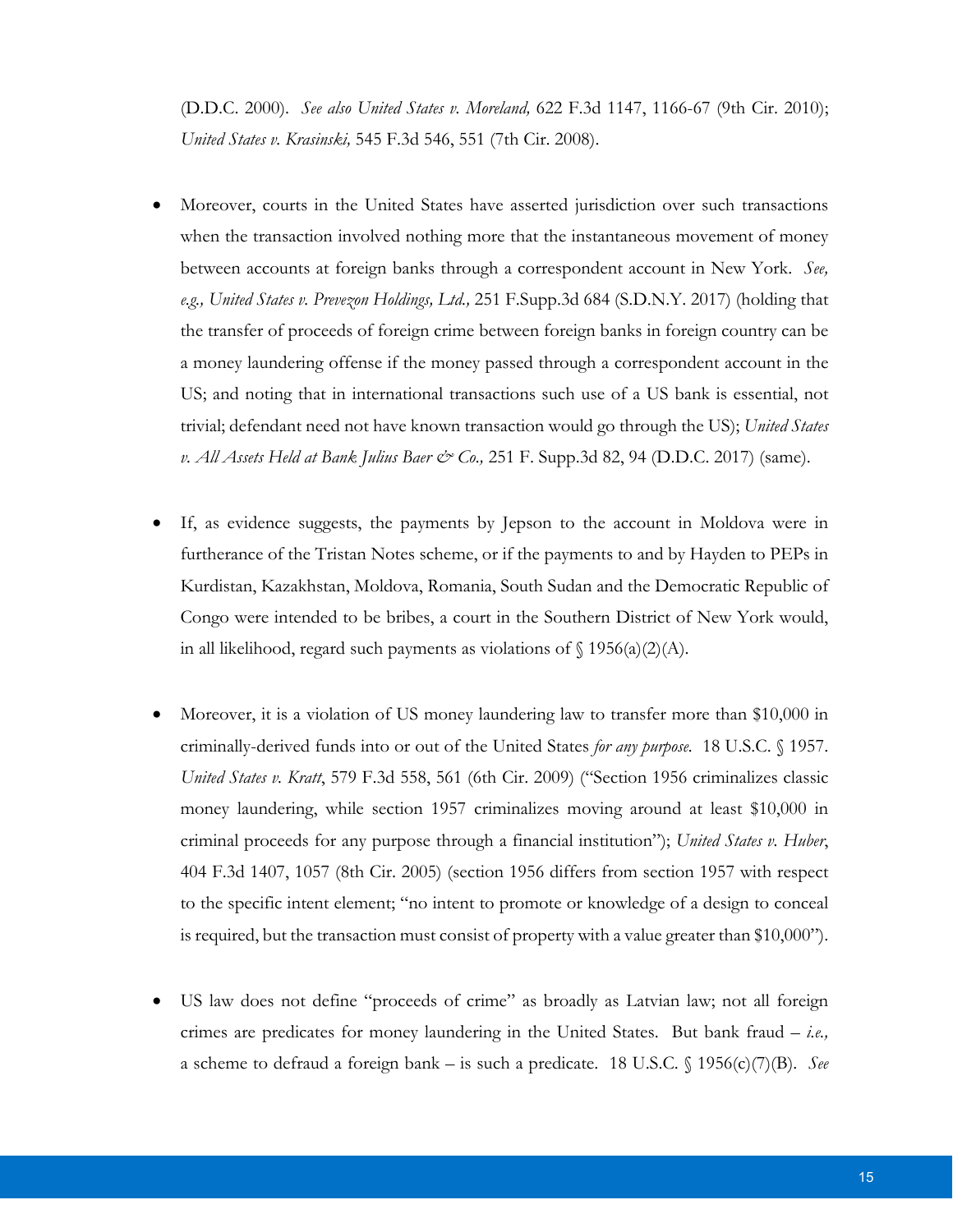(D.D.C. 2000). *See also United States v. Moreland,* 622 F.3d 1147, 1166-67 (9th Cir. 2010); *United States v. Krasinski,* 545 F.3d 546, 551 (7th Cir. 2008).

- Moreover, courts in the United States have asserted jurisdiction over such transactions when the transaction involved nothing more that the instantaneous movement of money between accounts at foreign banks through a correspondent account in New York. *See, e.g., United States v. Prevezon Holdings, Ltd.,* 251 F.Supp.3d 684 (S.D.N.Y. 2017) (holding that the transfer of proceeds of foreign crime between foreign banks in foreign country can be a money laundering offense if the money passed through a correspondent account in the US; and noting that in international transactions such use of a US bank is essential, not trivial; defendant need not have known transaction would go through the US); *United States v. All Assets Held at Bank Julius Baer & Co.,* 251 F. Supp.3d 82, 94 (D.D.C. 2017) (same).

- If, as evidence suggests, the payments by Jepson to the account in Moldova were in furtherance of the Tristan Notes scheme, or if the payments to and by Hayden to PEPs in Kurdistan, Kazakhstan, Moldova, Romania, South Sudan and the Democratic Republic of Congo were intended to be bribes, a court in the Southern District of New York would, in all likelihood, regard such payments as violations of § 1956(a)(2)(A).

- Moreover, it is a violation of US money laundering law to transfer more than $10,000 in criminally-derived funds into or out of the United States *for any purpose*. 18 U.S.C. § 1957. *United States v. Kratt*, 579 F.3d 558, 561 (6th Cir. 2009) ("Section 1956 criminalizes classic money laundering, while section 1957 criminalizes moving around at least $10,000 in criminal proceeds for any purpose through a financial institution"); *United States v. Huber*, 404 F.3d 1407, 1057 (8th Cir. 2005) (section 1956 differs from section 1957 with respect to the specific intent element; "no intent to promote or knowledge of a design to conceal is required, but the transaction must consist of property with a value greater than $10,000").

- US law does not define "proceeds of crime" as broadly as Latvian law; not all foreign crimes are predicates for money laundering in the United States. But bank fraud – *i.e.,* a scheme to defraud a foreign bank – is such a predicate. 18 U.S.C. § 1956(c)(7)(B). *See*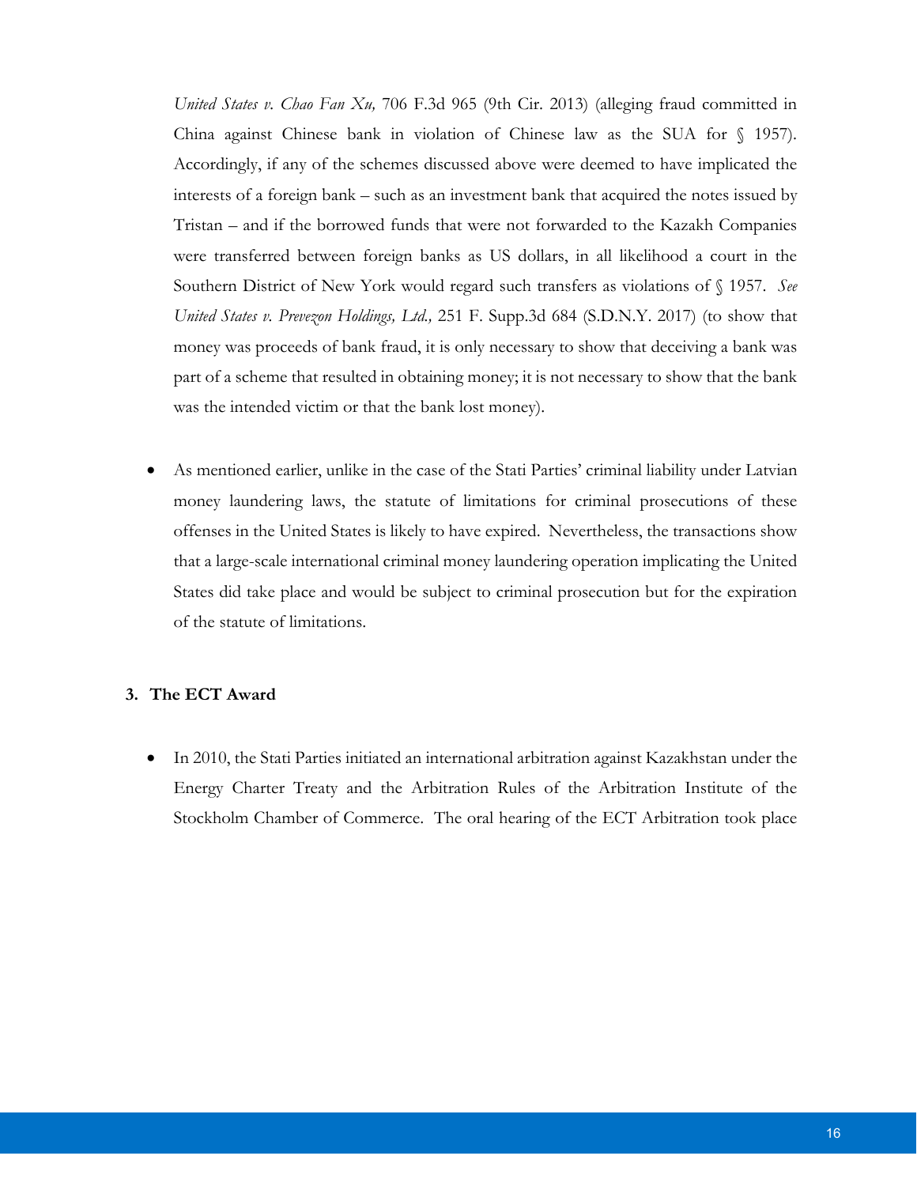*United States v. Chao Fan Xu,* 706 F.3d 965 (9th Cir. 2013) (alleging fraud committed in China against Chinese bank in violation of Chinese law as the SUA for § 1957). Accordingly, if any of the schemes discussed above were deemed to have implicated the interests of a foreign bank – such as an investment bank that acquired the notes issued by Tristan – and if the borrowed funds that were not forwarded to the Kazakh Companies were transferred between foreign banks as US dollars, in all likelihood a court in the Southern District of New York would regard such transfers as violations of § 1957. *See United States v. Prevezon Holdings, Ltd.,* 251 F. Supp.3d 684 (S.D.N.Y. 2017) (to show that money was proceeds of bank fraud, it is only necessary to show that deceiving a bank was part of a scheme that resulted in obtaining money; it is not necessary to show that the bank was the intended victim or that the bank lost money).

- As mentioned earlier, unlike in the case of the Stati Parties' criminal liability under Latvian money laundering laws, the statute of limitations for criminal prosecutions of these offenses in the United States is likely to have expired. Nevertheless, the transactions show that a large-scale international criminal money laundering operation implicating the United States did take place and would be subject to criminal prosecution but for the expiration of the statute of limitations.

### 3. The ECT Award

- In 2010, the Stati Parties initiated an international arbitration against Kazakhstan under the Energy Charter Treaty and the Arbitration Rules of the Arbitration Institute of the Stockholm Chamber of Commerce. The oral hearing of the ECT Arbitration took place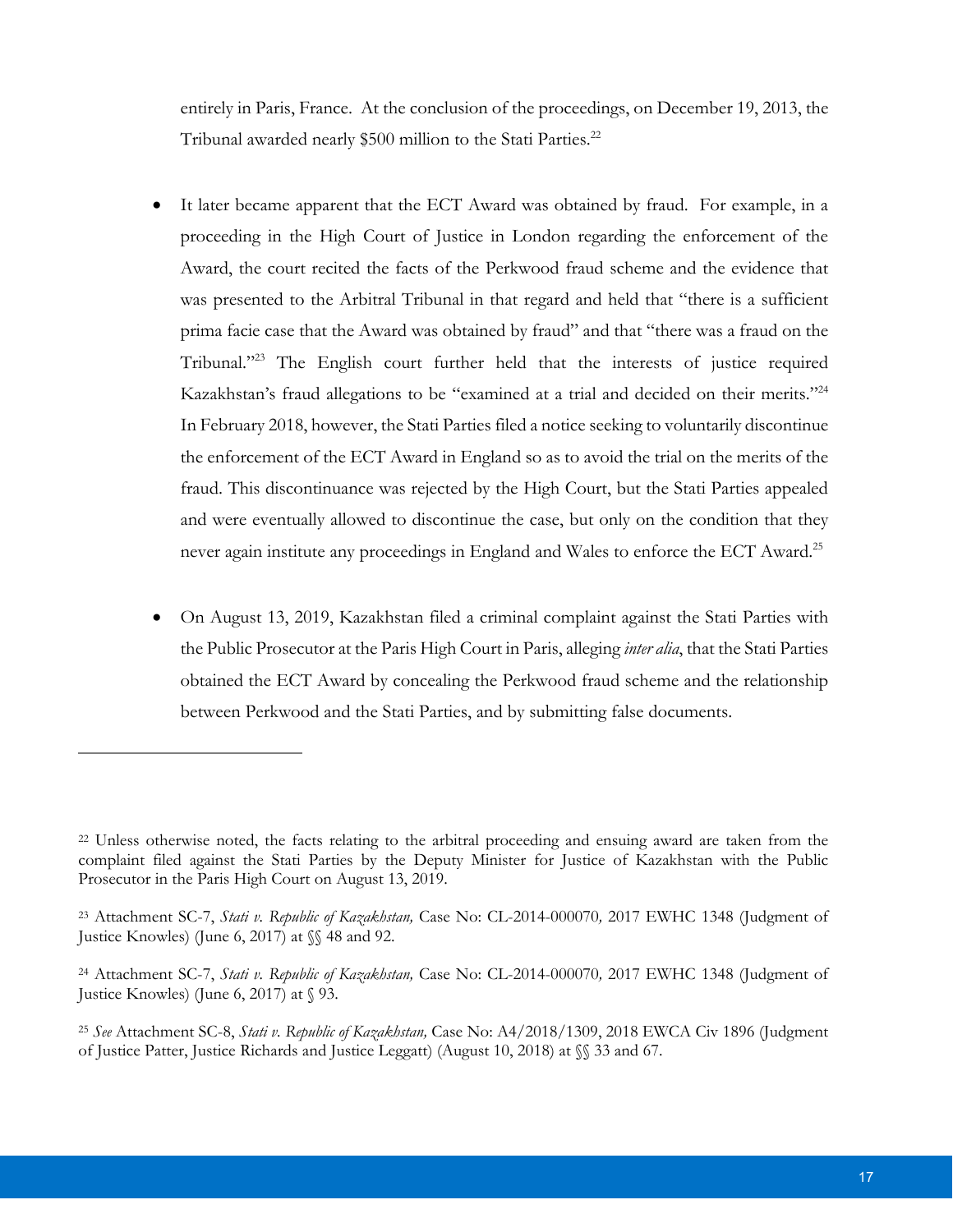entirely in Paris, France. At the conclusion of the proceedings, on December 19, 2013, the Tribunal awarded nearly $500 million to the Stati Parties.[22]

- It later became apparent that the ECT Award was obtained by fraud. For example, in a proceeding in the High Court of Justice in London regarding the enforcement of the Award, the court recited the facts of the Perkwood fraud scheme and the evidence that was presented to the Arbitral Tribunal in that regard and held that "there is a sufficient prima facie case that the Award was obtained by fraud" and that "there was a fraud on the Tribunal."[23] The English court further held that the interests of justice required Kazakhstan's fraud allegations to be "examined at a trial and decided on their merits."[24] In February 2018, however, the Stati Parties filed a notice seeking to voluntarily discontinue the enforcement of the ECT Award in England so as to avoid the trial on the merits of the fraud. This discontinuance was rejected by the High Court, but the Stati Parties appealed and were eventually allowed to discontinue the case, but only on the condition that they never again institute any proceedings in England and Wales to enforce the ECT Award.[25]

- On August 13, 2019, Kazakhstan filed a criminal complaint against the Stati Parties with the Public Prosecutor at the Paris High Court in Paris, alleging *inter alia*, that the Stati Parties obtained the ECT Award by concealing the Perkwood fraud scheme and the relationship between Perkwood and the Stati Parties, and by submitting false documents.

---

[22] Unless otherwise noted, the facts relating to the arbitral proceeding and ensuing award are taken from the complaint filed against the Stati Parties by the Deputy Minister for Justice of Kazakhstan with the Public Prosecutor in the Paris High Court on August 13, 2019.

[23] Attachment SC-7, *Stati v. Republic of Kazakhstan,* Case No: CL-2014-000070*,* 2017 EWHC 1348 (Judgment of Justice Knowles) (June 6, 2017) at §§ 48 and 92.

[24] Attachment SC-7, *Stati v. Republic of Kazakhstan,* Case No: CL-2014-000070*,* 2017 EWHC 1348 (Judgment of Justice Knowles) (June 6, 2017) at § 93.

[25] *See* Attachment SC-8, *Stati v. Republic of Kazakhstan,* Case No: A4/2018/1309, 2018 EWCA Civ 1896 (Judgment of Justice Patter, Justice Richards and Justice Leggatt) (August 10, 2018) at §§ 33 and 67.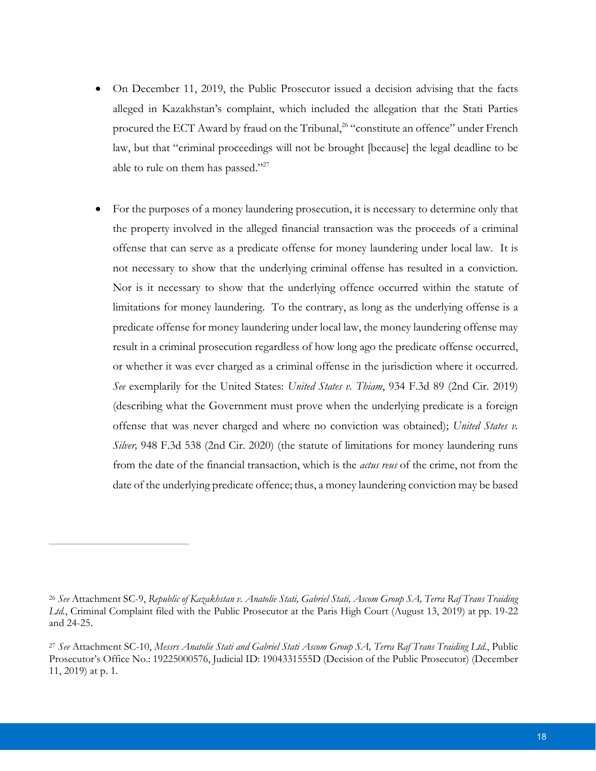- On December 11, 2019, the Public Prosecutor issued a decision advising that the facts alleged in Kazakhstan's complaint, which included the allegation that the Stati Parties procured the ECT Award by fraud on the Tribunal,[26] "constitute an offence" under French law, but that "criminal proceedings will not be brought [because] the legal deadline to be able to rule on them has passed."[27]

- For the purposes of a money laundering prosecution, it is necessary to determine only that the property involved in the alleged financial transaction was the proceeds of a criminal offense that can serve as a predicate offense for money laundering under local law. It is not necessary to show that the underlying criminal offense has resulted in a conviction. Nor is it necessary to show that the underlying offence occurred within the statute of limitations for money laundering. To the contrary, as long as the underlying offense is a predicate offense for money laundering under local law, the money laundering offense may result in a criminal prosecution regardless of how long ago the predicate offense occurred, or whether it was ever charged as a criminal offense in the jurisdiction where it occurred. *See* exemplarily for the United States: *United States v. Thiam*, 934 F.3d 89 (2nd Cir. 2019) (describing what the Government must prove when the underlying predicate is a foreign offense that was never charged and where no conviction was obtained); *United States v. Silver,* 948 F.3d 538 (2nd Cir. 2020) (the statute of limitations for money laundering runs from the date of the financial transaction, which is the *actus reus* of the crime, not from the date of the underlying predicate offence; thus, a money laundering conviction may be based

---

[26] *See* Attachment SC-9, *Republic of Kazakhstan v. Anatolie Stati, Gabriel Stati, Ascom Group SA, Terra Raf Trans Traiding Ltd.*, Criminal Complaint filed with the Public Prosecutor at the Paris High Court (August 13, 2019) at pp. 19-22 and 24-25.

[27] *See* Attachment SC-10, *Messrs Anatolie Stati and Gabriel Stati Ascom Group SA, Terra Raf Trans Traiding Ltd.*, Public Prosecutor's Office No.: 19225000576, Judicial ID: 1904331555D (Decision of the Public Prosecutor) (December 11, 2019) at p. 1.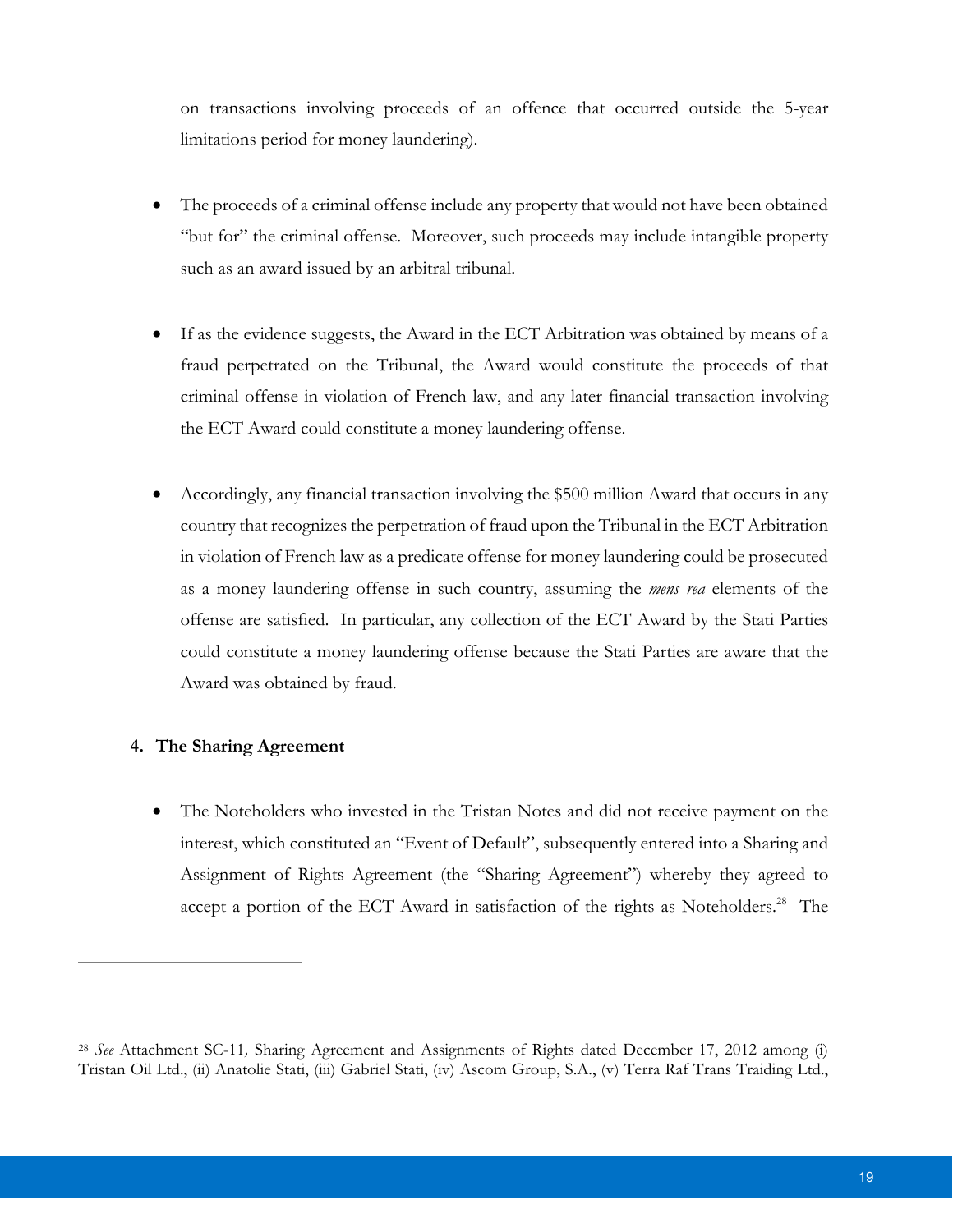on transactions involving proceeds of an offence that occurred outside the 5-year limitations period for money laundering).

- The proceeds of a criminal offense include any property that would not have been obtained "but for" the criminal offense. Moreover, such proceeds may include intangible property such as an award issued by an arbitral tribunal.

- If as the evidence suggests, the Award in the ECT Arbitration was obtained by means of a fraud perpetrated on the Tribunal, the Award would constitute the proceeds of that criminal offense in violation of French law, and any later financial transaction involving the ECT Award could constitute a money laundering offense.

- Accordingly, any financial transaction involving the $500 million Award that occurs in any country that recognizes the perpetration of fraud upon the Tribunal in the ECT Arbitration in violation of French law as a predicate offense for money laundering could be prosecuted as a money laundering offense in such country, assuming the *mens rea* elements of the offense are satisfied. In particular, any collection of the ECT Award by the Stati Parties could constitute a money laundering offense because the Stati Parties are aware that the Award was obtained by fraud.

#### 4. The Sharing Agreement

- The Noteholders who invested in the Tristan Notes and did not receive payment on the interest, which constituted an "Event of Default", subsequently entered into a Sharing and Assignment of Rights Agreement (the "Sharing Agreement") whereby they agreed to accept a portion of the ECT Award in satisfaction of the rights as Noteholders.[28] The

---

[28] *See* Attachment SC-11*,* Sharing Agreement and Assignments of Rights dated December 17, 2012 among (i) Tristan Oil Ltd., (ii) Anatolie Stati, (iii) Gabriel Stati, (iv) Ascom Group, S.A., (v) Terra Raf Trans Traiding Ltd.,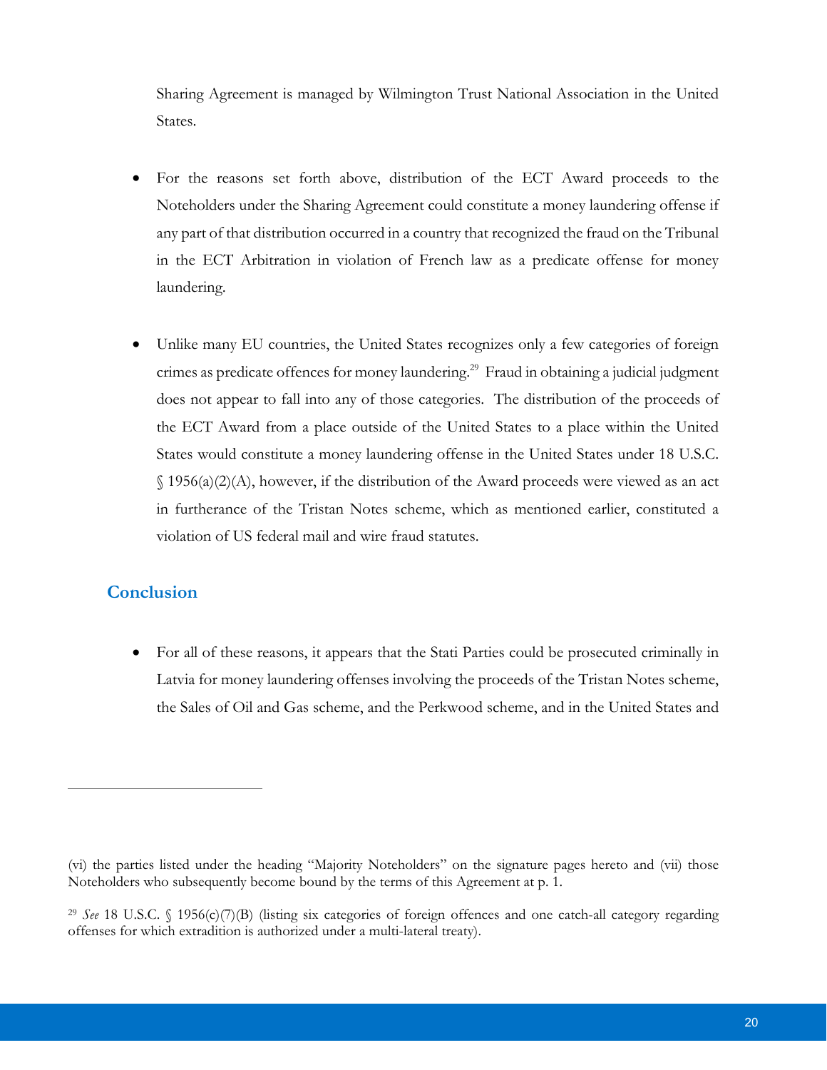Sharing Agreement is managed by Wilmington Trust National Association in the United States.

- For the reasons set forth above, distribution of the ECT Award proceeds to the Noteholders under the Sharing Agreement could constitute a money laundering offense if any part of that distribution occurred in a country that recognized the fraud on the Tribunal in the ECT Arbitration in violation of French law as a predicate offense for money laundering.

- Unlike many EU countries, the United States recognizes only a few categories of foreign crimes as predicate offences for money laundering.[29] Fraud in obtaining a judicial judgment does not appear to fall into any of those categories. The distribution of the proceeds of the ECT Award from a place outside of the United States to a place within the United States would constitute a money laundering offense in the United States under 18 U.S.C. § 1956(a)(2)(A), however, if the distribution of the Award proceeds were viewed as an act in furtherance of the Tristan Notes scheme, which as mentioned earlier, constituted a violation of US federal mail and wire fraud statutes.

## Conclusion

- For all of these reasons, it appears that the Stati Parties could be prosecuted criminally in Latvia for money laundering offenses involving the proceeds of the Tristan Notes scheme, the Sales of Oil and Gas scheme, and the Perkwood scheme, and in the United States and

---

(vi) the parties listed under the heading "Majority Noteholders" on the signature pages hereto and (vii) those Noteholders who subsequently become bound by the terms of this Agreement at p. 1.

[29] *See* 18 U.S.C. § 1956(c)(7)(B) (listing six categories of foreign offences and one catch-all category regarding offenses for which extradition is authorized under a multi-lateral treaty).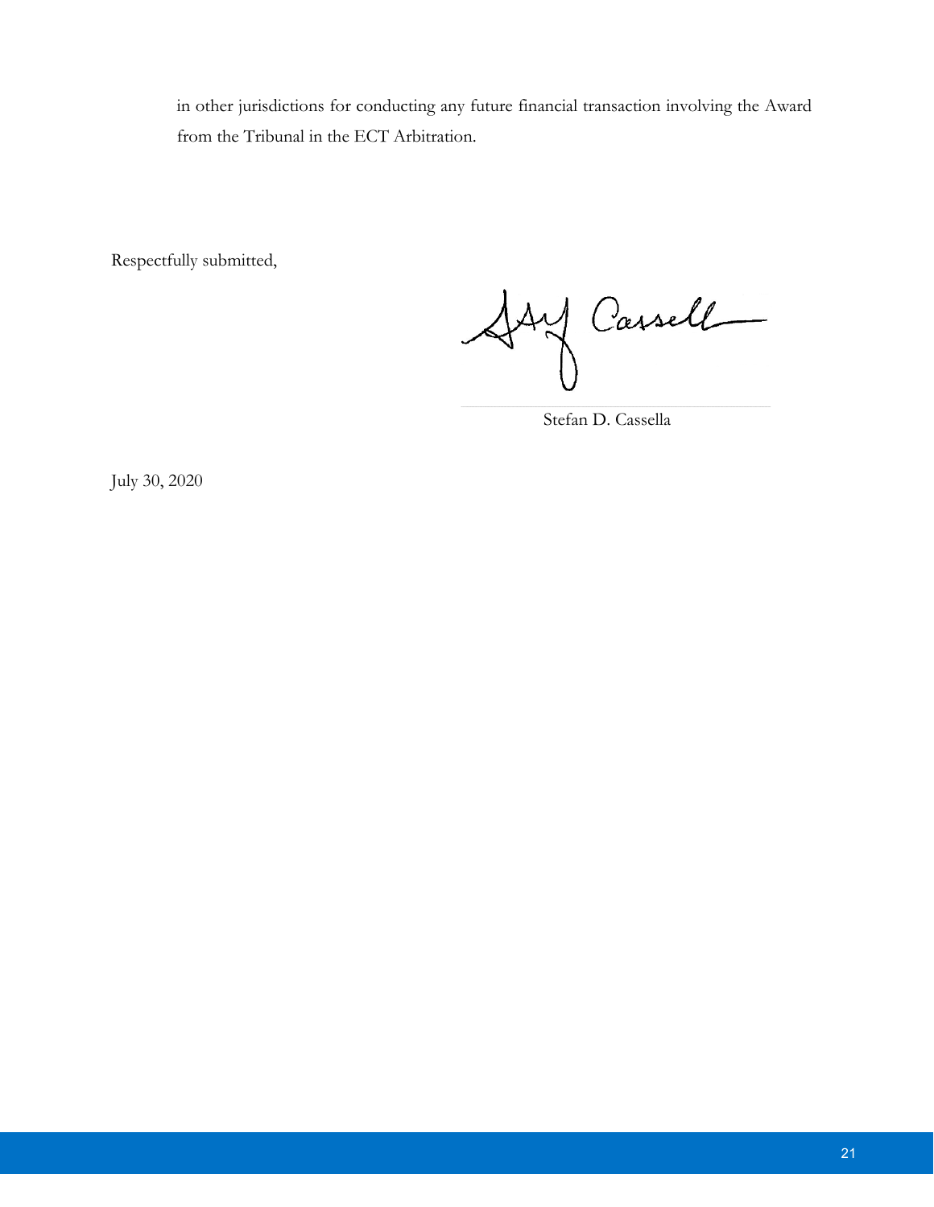in other jurisdictions for conducting any future financial transaction involving the Award from the Tribunal in the ECT Arbitration.

Respectfully submitted,

Stefan D. Cassella

July 30, 2020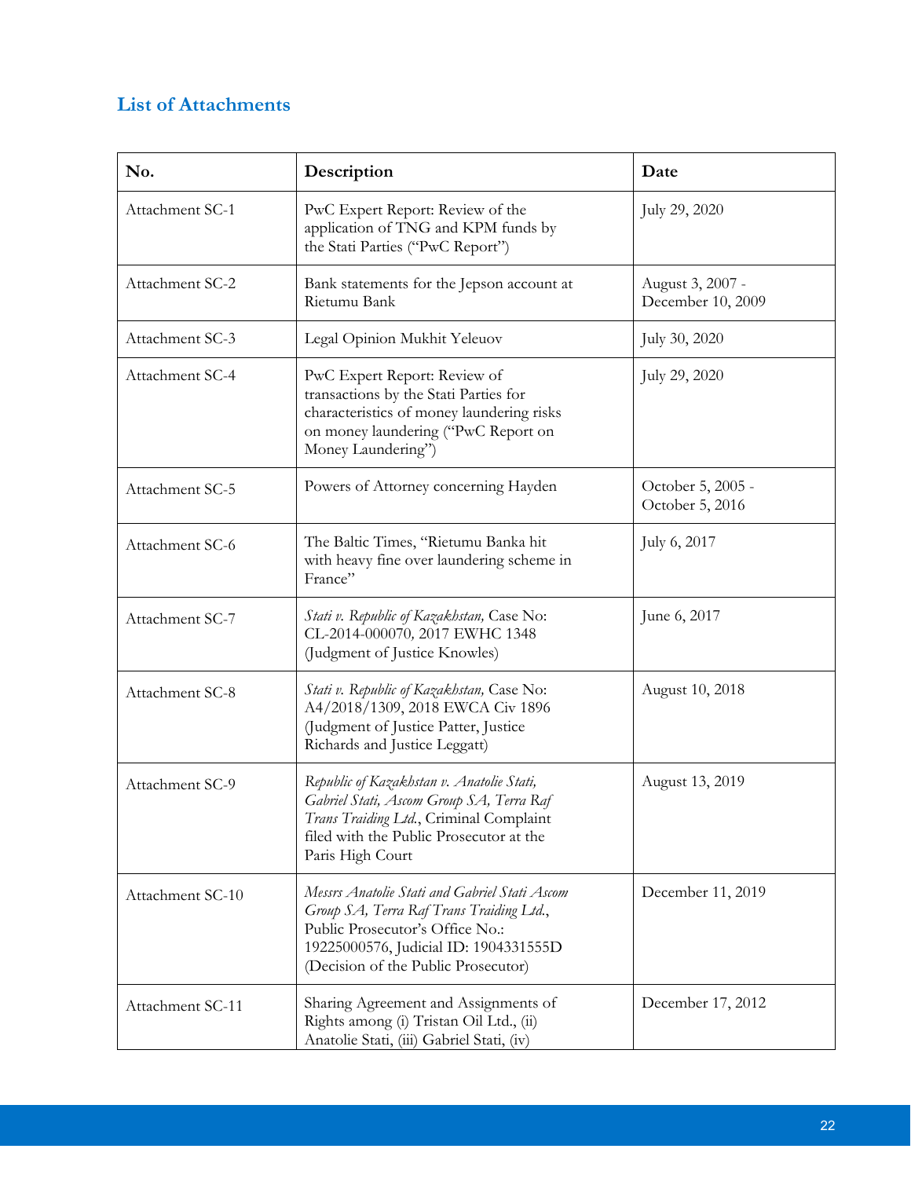## List of Attachments

| No. | Description | Date |
|---|---|---|
| Attachment SC-1 | PwC Expert Report: Review of the application of TNG and KPM funds by the Stati Parties ("PwC Report") | July 29, 2020 |
| Attachment SC-2 | Bank statements for the Jepson account at Rietumu Bank | August 3, 2007 - December 10, 2009 |
| Attachment SC-3 | Legal Opinion Mukhit Yeleuov | July 30, 2020 |
| Attachment SC-4 | PwC Expert Report: Review of transactions by the Stati Parties for characteristics of money laundering risks on money laundering ("PwC Report on Money Laundering") | July 29, 2020 |
| Attachment SC-5 | Powers of Attorney concerning Hayden | October 5, 2005 - October 5, 2016 |
| Attachment SC-6 | The Baltic Times, "Rietumu Banka hit with heavy fine over laundering scheme in France" | July 6, 2017 |
| Attachment SC-7 | *Stati v. Republic of Kazakhstan,* Case No: CL-2014-000070*,* 2017 EWHC 1348 (Judgment of Justice Knowles) | June 6, 2017 |
| Attachment SC-8 | *Stati v. Republic of Kazakhstan,* Case No: A4/2018/1309, 2018 EWCA Civ 1896 (Judgment of Justice Patter, Justice Richards and Justice Leggatt) | August 10, 2018 |
| Attachment SC-9 | *Republic of Kazakhstan v. Anatolie Stati, Gabriel Stati, Ascom Group SA, Terra Raf Trans Traiding Ltd.*, Criminal Complaint filed with the Public Prosecutor at the Paris High Court | August 13, 2019 |
| Attachment SC-10 | *Messrs Anatolie Stati and Gabriel Stati Ascom Group SA, Terra Raf Trans Traiding Ltd.*, Public Prosecutor's Office No.: 19225000576, Judicial ID: 1904331555D (Decision of the Public Prosecutor) | December 11, 2019 |
| Attachment SC-11 | Sharing Agreement and Assignments of Rights among (i) Tristan Oil Ltd., (ii) Anatolie Stati, (iii) Gabriel Stati, (iv) | December 17, 2012 |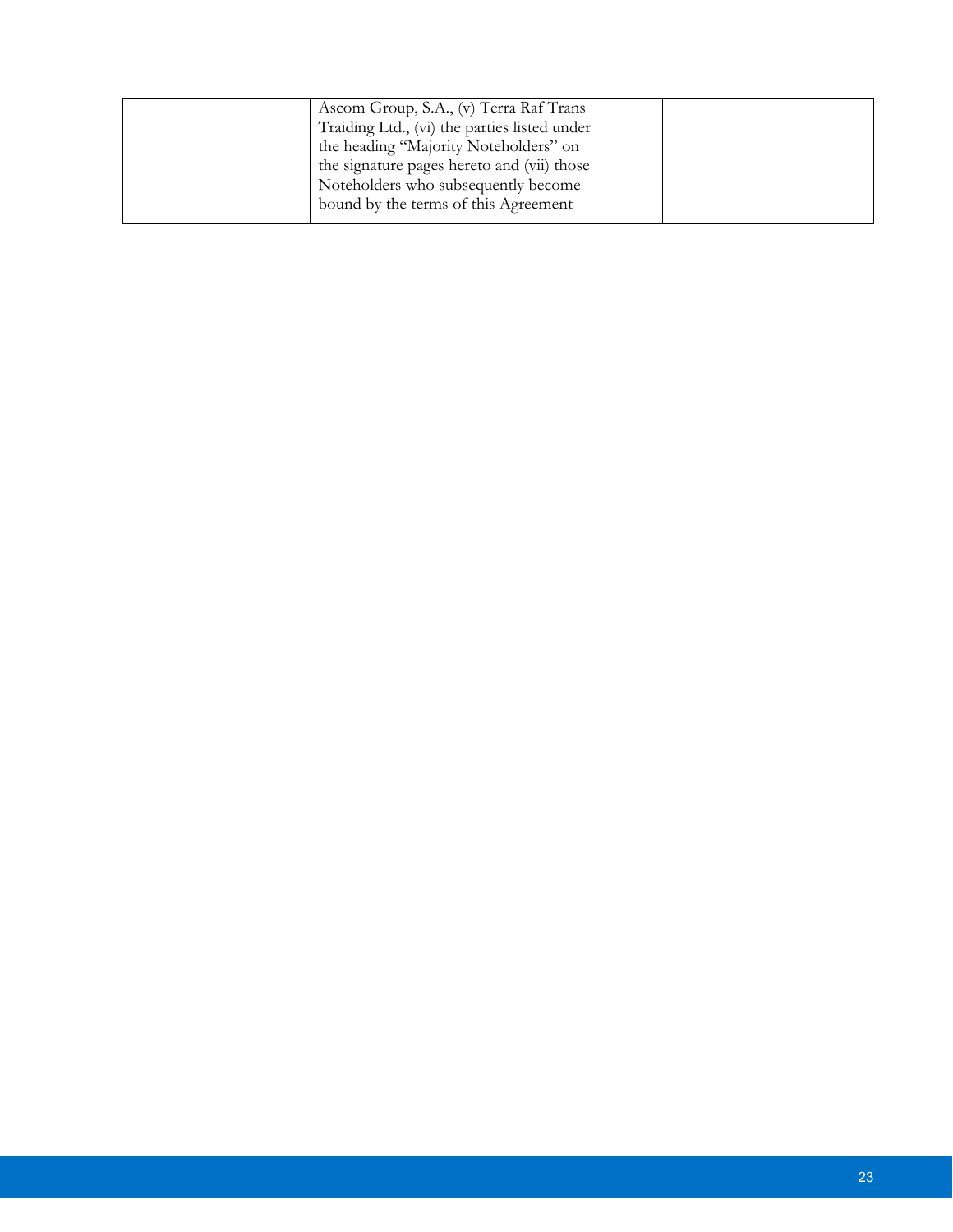| | | |
|---|---|---|
| | Ascom Group, S.A., (v) Terra Raf Trans Traiding Ltd., (vi) the parties listed under the heading "Majority Noteholders" on the signature pages hereto and (vii) those Noteholders who subsequently become bound by the terms of this Agreement | |